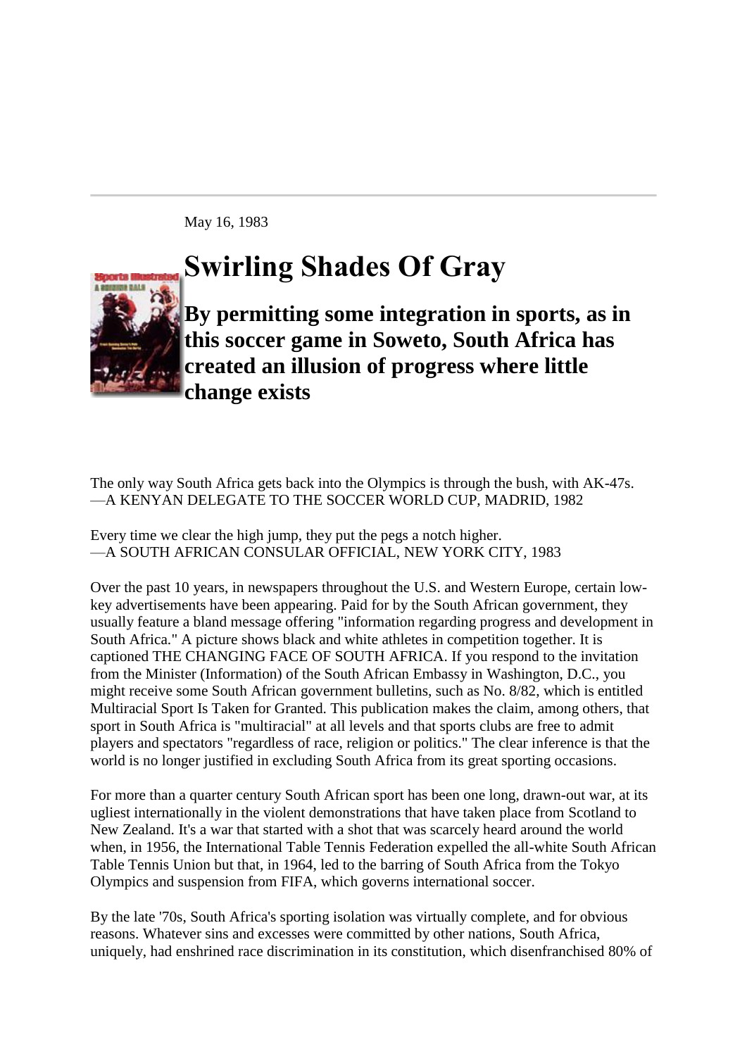May 16, 1983

# Swirling Shades Of Gray

## By permitting some integration in sports, as in this soccer game in Soweto, South Africa has created an illusion of progress where little change exists

The only way South Africa gets back into the Olympics is through the bush, with AK-47s.
—A KENYAN DELEGATE TO THE SOCCER WORLD CUP, MADRID, 1982

Every time we clear the high jump, they put the pegs a notch higher.
—A SOUTH AFRICAN CONSULAR OFFICIAL, NEW YORK CITY, 1983

Over the past 10 years, in newspapers throughout the U.S. and Western Europe, certain low-key advertisements have been appearing. Paid for by the South African government, they usually feature a bland message offering "information regarding progress and development in South Africa." A picture shows black and white athletes in competition together. It is captioned THE CHANGING FACE OF SOUTH AFRICA. If you respond to the invitation from the Minister (Information) of the South African Embassy in Washington, D.C., you might receive some South African government bulletins, such as No. 8/82, which is entitled Multiracial Sport Is Taken for Granted. This publication makes the claim, among others, that sport in South Africa is "multiracial" at all levels and that sports clubs are free to admit players and spectators "regardless of race, religion or politics." The clear inference is that the world is no longer justified in excluding South Africa from its great sporting occasions.

For more than a quarter century South African sport has been one long, drawn-out war, at its ugliest internationally in the violent demonstrations that have taken place from Scotland to New Zealand. It's a war that started with a shot that was scarcely heard around the world when, in 1956, the International Table Tennis Federation expelled the all-white South African Table Tennis Union but that, in 1964, led to the barring of South Africa from the Tokyo Olympics and suspension from FIFA, which governs international soccer.

By the late '70s, South Africa's sporting isolation was virtually complete, and for obvious reasons. Whatever sins and excesses were committed by other nations, South Africa, uniquely, had enshrined race discrimination in its constitution, which disenfranchised 80% of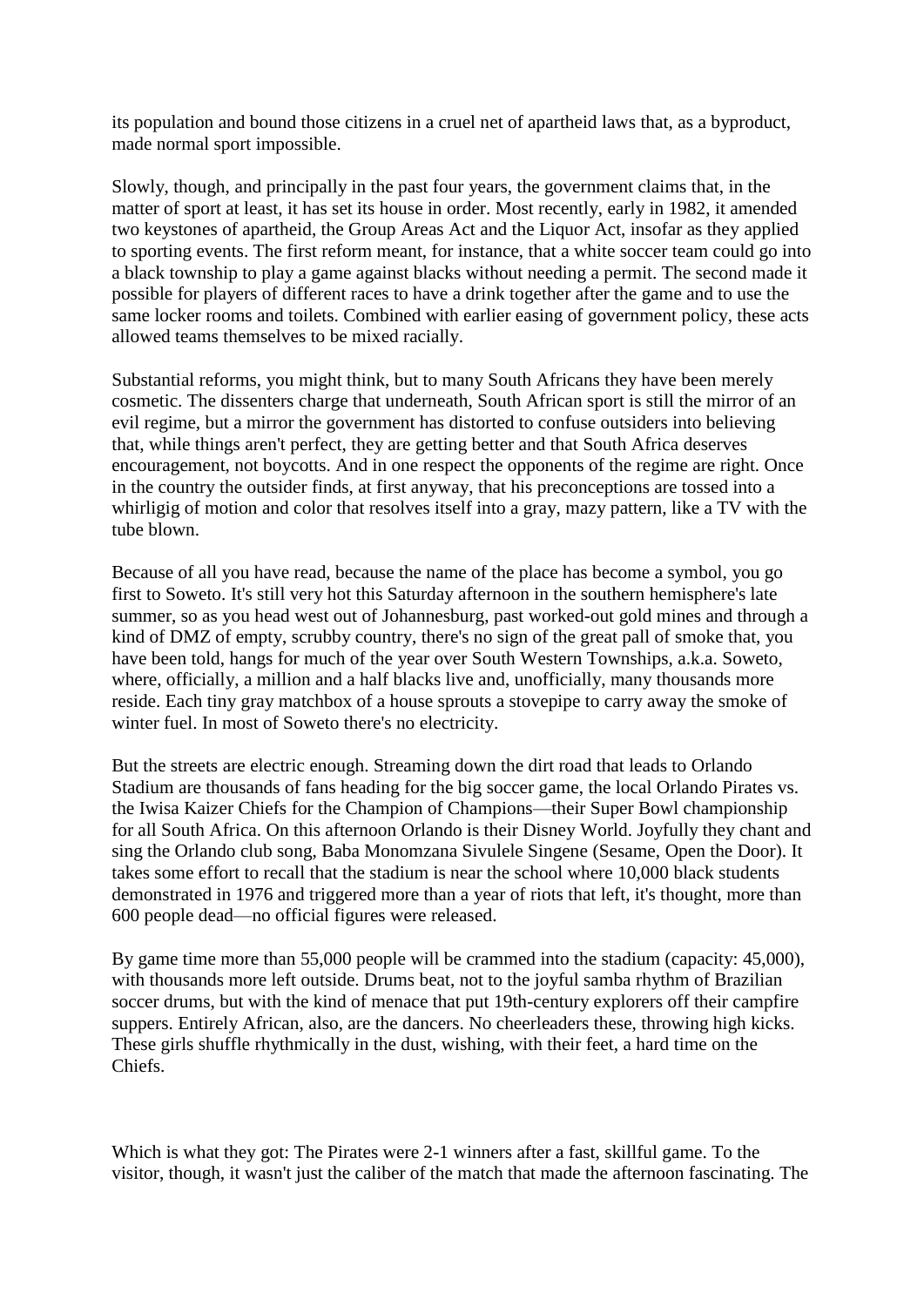its population and bound those citizens in a cruel net of apartheid laws that, as a byproduct, made normal sport impossible.

Slowly, though, and principally in the past four years, the government claims that, in the matter of sport at least, it has set its house in order. Most recently, early in 1982, it amended two keystones of apartheid, the Group Areas Act and the Liquor Act, insofar as they applied to sporting events. The first reform meant, for instance, that a white soccer team could go into a black township to play a game against blacks without needing a permit. The second made it possible for players of different races to have a drink together after the game and to use the same locker rooms and toilets. Combined with earlier easing of government policy, these acts allowed teams themselves to be mixed racially.

Substantial reforms, you might think, but to many South Africans they have been merely cosmetic. The dissenters charge that underneath, South African sport is still the mirror of an evil regime, but a mirror the government has distorted to confuse outsiders into believing that, while things aren't perfect, they are getting better and that South Africa deserves encouragement, not boycotts. And in one respect the opponents of the regime are right. Once in the country the outsider finds, at first anyway, that his preconceptions are tossed into a whirligig of motion and color that resolves itself into a gray, mazy pattern, like a TV with the tube blown.

Because of all you have read, because the name of the place has become a symbol, you go first to Soweto. It's still very hot this Saturday afternoon in the southern hemisphere's late summer, so as you head west out of Johannesburg, past worked-out gold mines and through a kind of DMZ of empty, scrubby country, there's no sign of the great pall of smoke that, you have been told, hangs for much of the year over South Western Townships, a.k.a. Soweto, where, officially, a million and a half blacks live and, unofficially, many thousands more reside. Each tiny gray matchbox of a house sprouts a stovepipe to carry away the smoke of winter fuel. In most of Soweto there's no electricity.

But the streets are electric enough. Streaming down the dirt road that leads to Orlando Stadium are thousands of fans heading for the big soccer game, the local Orlando Pirates vs. the Iwisa Kaizer Chiefs for the Champion of Champions—their Super Bowl championship for all South Africa. On this afternoon Orlando is their Disney World. Joyfully they chant and sing the Orlando club song, Baba Monomzana Sivulele Singene (Sesame, Open the Door). It takes some effort to recall that the stadium is near the school where 10,000 black students demonstrated in 1976 and triggered more than a year of riots that left, it's thought, more than 600 people dead—no official figures were released.

By game time more than 55,000 people will be crammed into the stadium (capacity: 45,000), with thousands more left outside. Drums beat, not to the joyful samba rhythm of Brazilian soccer drums, but with the kind of menace that put 19th-century explorers off their campfire suppers. Entirely African, also, are the dancers. No cheerleaders these, throwing high kicks. These girls shuffle rhythmically in the dust, wishing, with their feet, a hard time on the Chiefs.

Which is what they got: The Pirates were 2-1 winners after a fast, skillful game. To the visitor, though, it wasn't just the caliber of the match that made the afternoon fascinating. The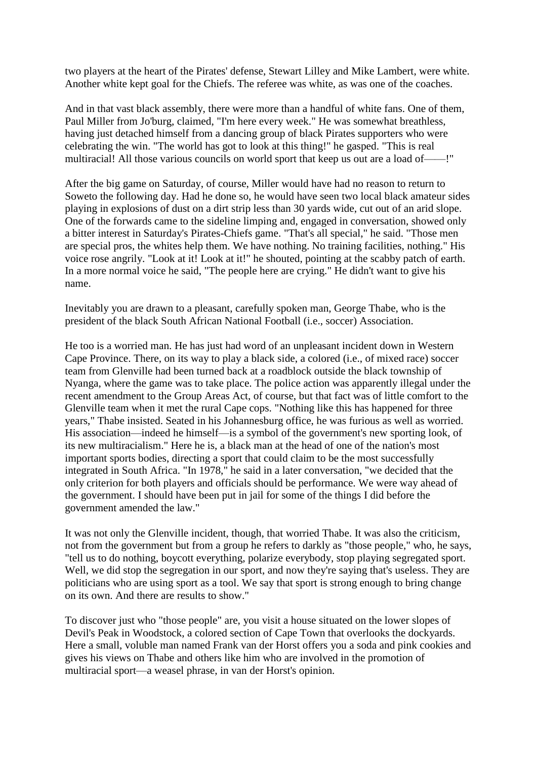two players at the heart of the Pirates' defense, Stewart Lilley and Mike Lambert, were white. Another white kept goal for the Chiefs. The referee was white, as was one of the coaches.

And in that vast black assembly, there were more than a handful of white fans. One of them, Paul Miller from Jo'burg, claimed, "I'm here every week." He was somewhat breathless, having just detached himself from a dancing group of black Pirates supporters who were celebrating the win. "The world has got to look at this thing!" he gasped. "This is real multiracial! All those various councils on world sport that keep us out are a load of——!"

After the big game on Saturday, of course, Miller would have had no reason to return to Soweto the following day. Had he done so, he would have seen two local black amateur sides playing in explosions of dust on a dirt strip less than 30 yards wide, cut out of an arid slope. One of the forwards came to the sideline limping and, engaged in conversation, showed only a bitter interest in Saturday's Pirates-Chiefs game. "That's all special," he said. "Those men are special pros, the whites help them. We have nothing. No training facilities, nothing." His voice rose angrily. "Look at it! Look at it!" he shouted, pointing at the scabby patch of earth. In a more normal voice he said, "The people here are crying." He didn't want to give his name.

Inevitably you are drawn to a pleasant, carefully spoken man, George Thabe, who is the president of the black South African National Football (i.e., soccer) Association.

He too is a worried man. He has just had word of an unpleasant incident down in Western Cape Province. There, on its way to play a black side, a colored (i.e., of mixed race) soccer team from Glenville had been turned back at a roadblock outside the black township of Nyanga, where the game was to take place. The police action was apparently illegal under the recent amendment to the Group Areas Act, of course, but that fact was of little comfort to the Glenville team when it met the rural Cape cops. "Nothing like this has happened for three years," Thabe insisted. Seated in his Johannesburg office, he was furious as well as worried. His association—indeed he himself—is a symbol of the government's new sporting look, of its new multiracialism." Here he is, a black man at the head of one of the nation's most important sports bodies, directing a sport that could claim to be the most successfully integrated in South Africa. "In 1978," he said in a later conversation, "we decided that the only criterion for both players and officials should be performance. We were way ahead of the government. I should have been put in jail for some of the things I did before the government amended the law."

It was not only the Glenville incident, though, that worried Thabe. It was also the criticism, not from the government but from a group he refers to darkly as "those people," who, he says, "tell us to do nothing, boycott everything, polarize everybody, stop playing segregated sport. Well, we did stop the segregation in our sport, and now they're saying that's useless. They are politicians who are using sport as a tool. We say that sport is strong enough to bring change on its own. And there are results to show."

To discover just who "those people" are, you visit a house situated on the lower slopes of Devil's Peak in Woodstock, a colored section of Cape Town that overlooks the dockyards. Here a small, voluble man named Frank van der Horst offers you a soda and pink cookies and gives his views on Thabe and others like him who are involved in the promotion of multiracial sport—a weasel phrase, in van der Horst's opinion.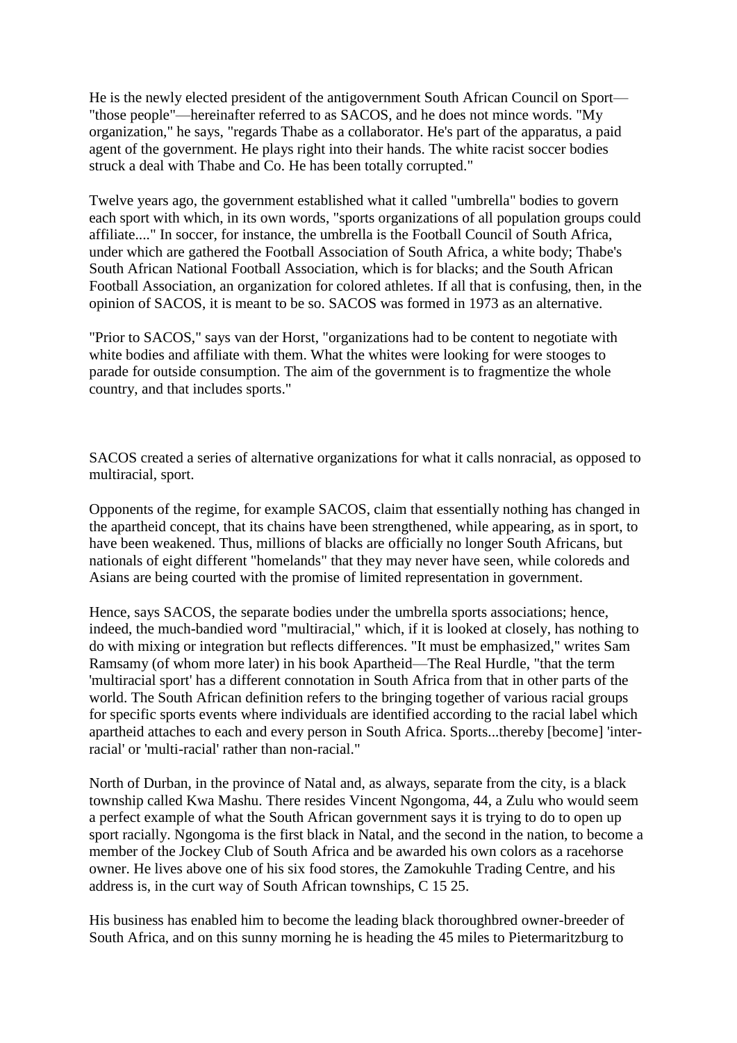He is the newly elected president of the antigovernment South African Council on Sport—"those people"—hereinafter referred to as SACOS, and he does not mince words. "My organization," he says, "regards Thabe as a collaborator. He's part of the apparatus, a paid agent of the government. He plays right into their hands. The white racist soccer bodies struck a deal with Thabe and Co. He has been totally corrupted."

Twelve years ago, the government established what it called "umbrella" bodies to govern each sport with which, in its own words, "sports organizations of all population groups could affiliate...." In soccer, for instance, the umbrella is the Football Council of South Africa, under which are gathered the Football Association of South Africa, a white body; Thabe's South African National Football Association, which is for blacks; and the South African Football Association, an organization for colored athletes. If all that is confusing, then, in the opinion of SACOS, it is meant to be so. SACOS was formed in 1973 as an alternative.

"Prior to SACOS," says van der Horst, "organizations had to be content to negotiate with white bodies and affiliate with them. What the whites were looking for were stooges to parade for outside consumption. The aim of the government is to fragmentize the whole country, and that includes sports."

SACOS created a series of alternative organizations for what it calls nonracial, as opposed to multiracial, sport.

Opponents of the regime, for example SACOS, claim that essentially nothing has changed in the apartheid concept, that its chains have been strengthened, while appearing, as in sport, to have been weakened. Thus, millions of blacks are officially no longer South Africans, but nationals of eight different "homelands" that they may never have seen, while coloreds and Asians are being courted with the promise of limited representation in government.

Hence, says SACOS, the separate bodies under the umbrella sports associations; hence, indeed, the much-bandied word "multiracial," which, if it is looked at closely, has nothing to do with mixing or integration but reflects differences. "It must be emphasized," writes Sam Ramsamy (of whom more later) in his book Apartheid—The Real Hurdle, "that the term 'multiracial sport' has a different connotation in South Africa from that in other parts of the world. The South African definition refers to the bringing together of various racial groups for specific sports events where individuals are identified according to the racial label which apartheid attaches to each and every person in South Africa. Sports...thereby [become] 'inter-racial' or 'multi-racial' rather than non-racial."

North of Durban, in the province of Natal and, as always, separate from the city, is a black township called Kwa Mashu. There resides Vincent Ngongoma, 44, a Zulu who would seem a perfect example of what the South African government says it is trying to do to open up sport racially. Ngongoma is the first black in Natal, and the second in the nation, to become a member of the Jockey Club of South Africa and be awarded his own colors as a racehorse owner. He lives above one of his six food stores, the Zamokuhle Trading Centre, and his address is, in the curt way of South African townships, C 15 25.

His business has enabled him to become the leading black thoroughbred owner-breeder of South Africa, and on this sunny morning he is heading the 45 miles to Pietermaritzburg to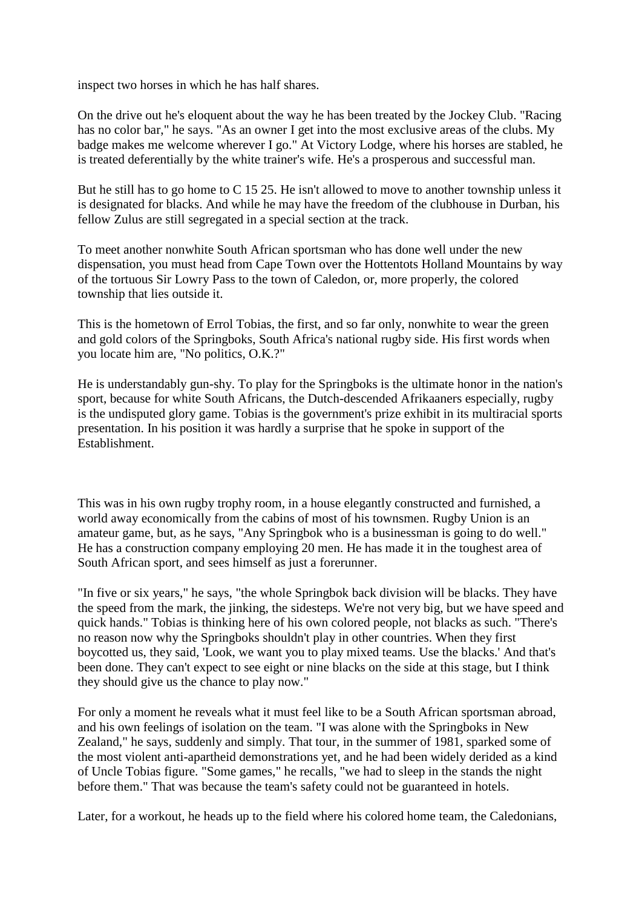inspect two horses in which he has half shares.

On the drive out he's eloquent about the way he has been treated by the Jockey Club. "Racing has no color bar," he says. "As an owner I get into the most exclusive areas of the clubs. My badge makes me welcome wherever I go." At Victory Lodge, where his horses are stabled, he is treated deferentially by the white trainer's wife. He's a prosperous and successful man.

But he still has to go home to C 15 25. He isn't allowed to move to another township unless it is designated for blacks. And while he may have the freedom of the clubhouse in Durban, his fellow Zulus are still segregated in a special section at the track.

To meet another nonwhite South African sportsman who has done well under the new dispensation, you must head from Cape Town over the Hottentots Holland Mountains by way of the tortuous Sir Lowry Pass to the town of Caledon, or, more properly, the colored township that lies outside it.

This is the hometown of Errol Tobias, the first, and so far only, nonwhite to wear the green and gold colors of the Springboks, South Africa's national rugby side. His first words when you locate him are, "No politics, O.K.?"

He is understandably gun-shy. To play for the Springboks is the ultimate honor in the nation's sport, because for white South Africans, the Dutch-descended Afrikaaners especially, rugby is the undisputed glory game. Tobias is the government's prize exhibit in its multiracial sports presentation. In his position it was hardly a surprise that he spoke in support of the Establishment.

This was in his own rugby trophy room, in a house elegantly constructed and furnished, a world away economically from the cabins of most of his townsmen. Rugby Union is an amateur game, but, as he says, "Any Springbok who is a businessman is going to do well." He has a construction company employing 20 men. He has made it in the toughest area of South African sport, and sees himself as just a forerunner.

"In five or six years," he says, "the whole Springbok back division will be blacks. They have the speed from the mark, the jinking, the sidesteps. We're not very big, but we have speed and quick hands." Tobias is thinking here of his own colored people, not blacks as such. "There's no reason now why the Springboks shouldn't play in other countries. When they first boycotted us, they said, 'Look, we want you to play mixed teams. Use the blacks.' And that's been done. They can't expect to see eight or nine blacks on the side at this stage, but I think they should give us the chance to play now."

For only a moment he reveals what it must feel like to be a South African sportsman abroad, and his own feelings of isolation on the team. "I was alone with the Springboks in New Zealand," he says, suddenly and simply. That tour, in the summer of 1981, sparked some of the most violent anti-apartheid demonstrations yet, and he had been widely derided as a kind of Uncle Tobias figure. "Some games," he recalls, "we had to sleep in the stands the night before them." That was because the team's safety could not be guaranteed in hotels.

Later, for a workout, he heads up to the field where his colored home team, the Caledonians,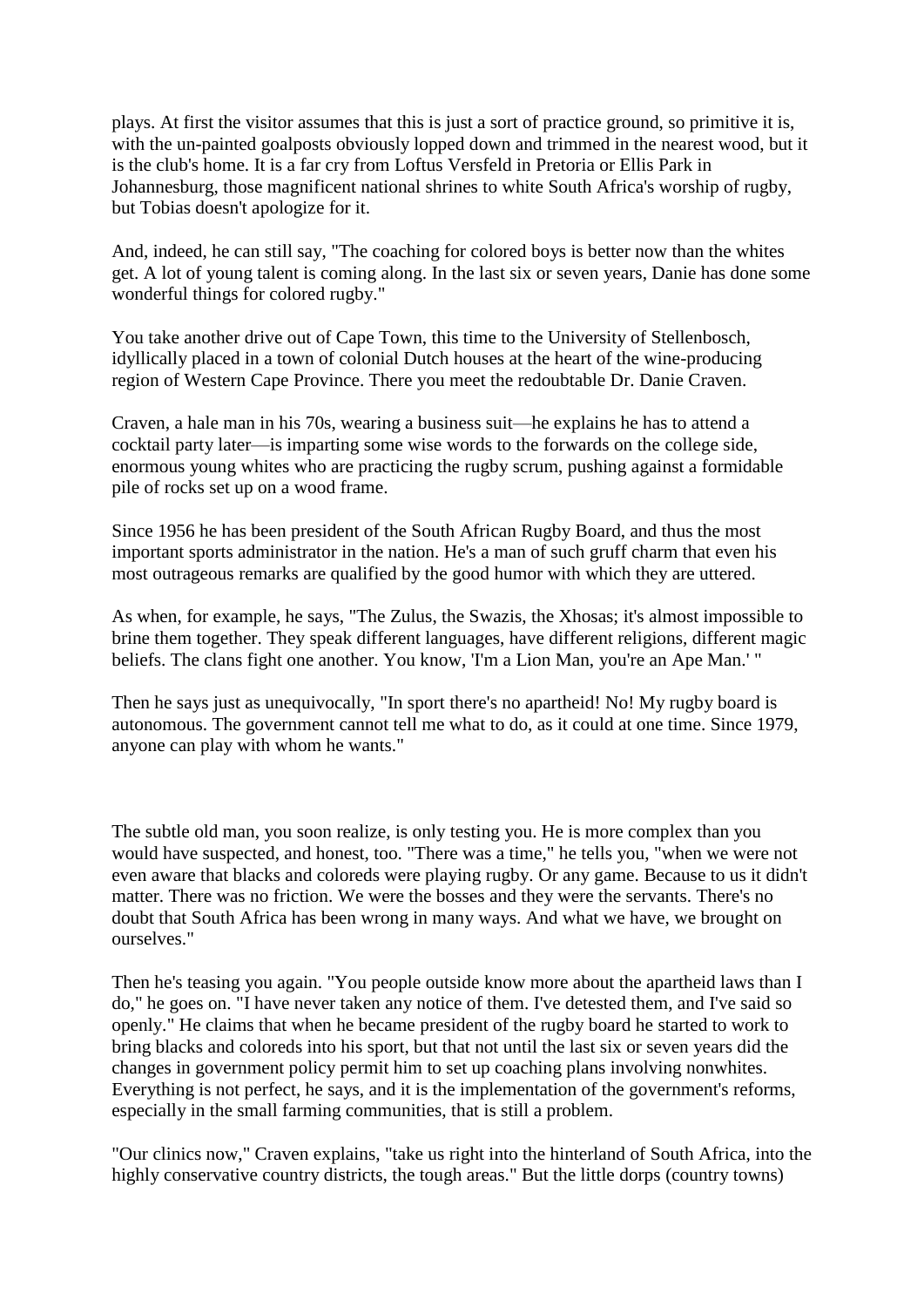plays. At first the visitor assumes that this is just a sort of practice ground, so primitive it is, with the un-painted goalposts obviously lopped down and trimmed in the nearest wood, but it is the club's home. It is a far cry from Loftus Versfeld in Pretoria or Ellis Park in Johannesburg, those magnificent national shrines to white South Africa's worship of rugby, but Tobias doesn't apologize for it.

And, indeed, he can still say, "The coaching for colored boys is better now than the whites get. A lot of young talent is coming along. In the last six or seven years, Danie has done some wonderful things for colored rugby."

You take another drive out of Cape Town, this time to the University of Stellenbosch, idyllically placed in a town of colonial Dutch houses at the heart of the wine-producing region of Western Cape Province. There you meet the redoubtable Dr. Danie Craven.

Craven, a hale man in his 70s, wearing a business suit—he explains he has to attend a cocktail party later—is imparting some wise words to the forwards on the college side, enormous young whites who are practicing the rugby scrum, pushing against a formidable pile of rocks set up on a wood frame.

Since 1956 he has been president of the South African Rugby Board, and thus the most important sports administrator in the nation. He's a man of such gruff charm that even his most outrageous remarks are qualified by the good humor with which they are uttered.

As when, for example, he says, "The Zulus, the Swazis, the Xhosas; it's almost impossible to brine them together. They speak different languages, have different religions, different magic beliefs. The clans fight one another. You know, 'I'm a Lion Man, you're an Ape Man.' "

Then he says just as unequivocally, "In sport there's no apartheid! No! My rugby board is autonomous. The government cannot tell me what to do, as it could at one time. Since 1979, anyone can play with whom he wants."

The subtle old man, you soon realize, is only testing you. He is more complex than you would have suspected, and honest, too. "There was a time," he tells you, "when we were not even aware that blacks and coloreds were playing rugby. Or any game. Because to us it didn't matter. There was no friction. We were the bosses and they were the servants. There's no doubt that South Africa has been wrong in many ways. And what we have, we brought on ourselves."

Then he's teasing you again. "You people outside know more about the apartheid laws than I do," he goes on. "I have never taken any notice of them. I've detested them, and I've said so openly." He claims that when he became president of the rugby board he started to work to bring blacks and coloreds into his sport, but that not until the last six or seven years did the changes in government policy permit him to set up coaching plans involving nonwhites. Everything is not perfect, he says, and it is the implementation of the government's reforms, especially in the small farming communities, that is still a problem.

"Our clinics now," Craven explains, "take us right into the hinterland of South Africa, into the highly conservative country districts, the tough areas." But the little dorps (country towns)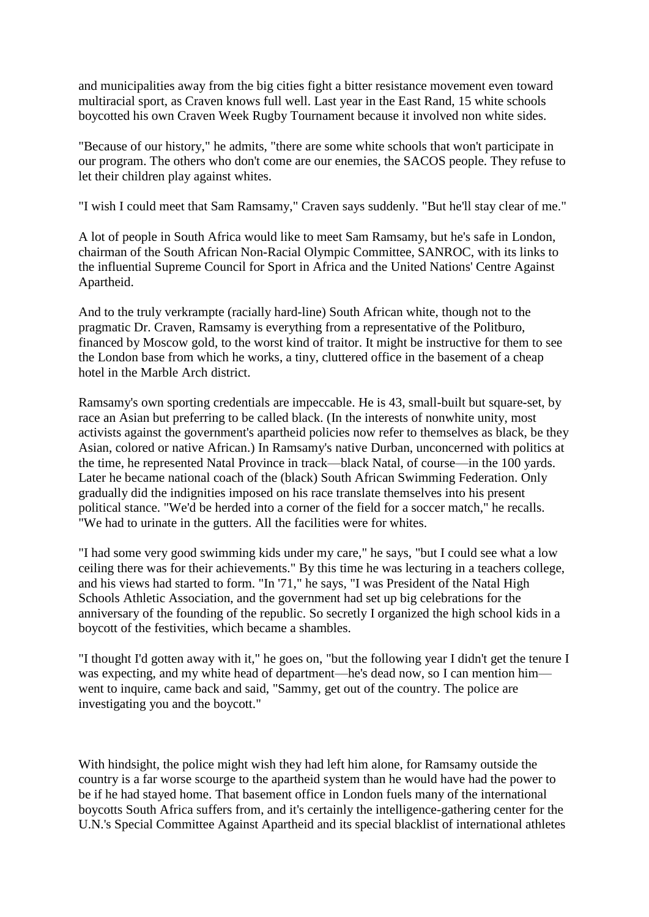and municipalities away from the big cities fight a bitter resistance movement even toward multiracial sport, as Craven knows full well. Last year in the East Rand, 15 white schools boycotted his own Craven Week Rugby Tournament because it involved non white sides.

"Because of our history," he admits, "there are some white schools that won't participate in our program. The others who don't come are our enemies, the SACOS people. They refuse to let their children play against whites.

"I wish I could meet that Sam Ramsamy," Craven says suddenly. "But he'll stay clear of me."

A lot of people in South Africa would like to meet Sam Ramsamy, but he's safe in London, chairman of the South African Non-Racial Olympic Committee, SANROC, with its links to the influential Supreme Council for Sport in Africa and the United Nations' Centre Against Apartheid.

And to the truly verkrampte (racially hard-line) South African white, though not to the pragmatic Dr. Craven, Ramsamy is everything from a representative of the Politburo, financed by Moscow gold, to the worst kind of traitor. It might be instructive for them to see the London base from which he works, a tiny, cluttered office in the basement of a cheap hotel in the Marble Arch district.

Ramsamy's own sporting credentials are impeccable. He is 43, small-built but square-set, by race an Asian but preferring to be called black. (In the interests of nonwhite unity, most activists against the government's apartheid policies now refer to themselves as black, be they Asian, colored or native African.) In Ramsamy's native Durban, unconcerned with politics at the time, he represented Natal Province in track—black Natal, of course—in the 100 yards. Later he became national coach of the (black) South African Swimming Federation. Only gradually did the indignities imposed on his race translate themselves into his present political stance. "We'd be herded into a corner of the field for a soccer match," he recalls. "We had to urinate in the gutters. All the facilities were for whites.

"I had some very good swimming kids under my care," he says, "but I could see what a low ceiling there was for their achievements." By this time he was lecturing in a teachers college, and his views had started to form. "In '71," he says, "I was President of the Natal High Schools Athletic Association, and the government had set up big celebrations for the anniversary of the founding of the republic. So secretly I organized the high school kids in a boycott of the festivities, which became a shambles.

"I thought I'd gotten away with it," he goes on, "but the following year I didn't get the tenure I was expecting, and my white head of department—he's dead now, so I can mention him—went to inquire, came back and said, "Sammy, get out of the country. The police are investigating you and the boycott."

With hindsight, the police might wish they had left him alone, for Ramsamy outside the country is a far worse scourge to the apartheid system than he would have had the power to be if he had stayed home. That basement office in London fuels many of the international boycotts South Africa suffers from, and it's certainly the intelligence-gathering center for the U.N.'s Special Committee Against Apartheid and its special blacklist of international athletes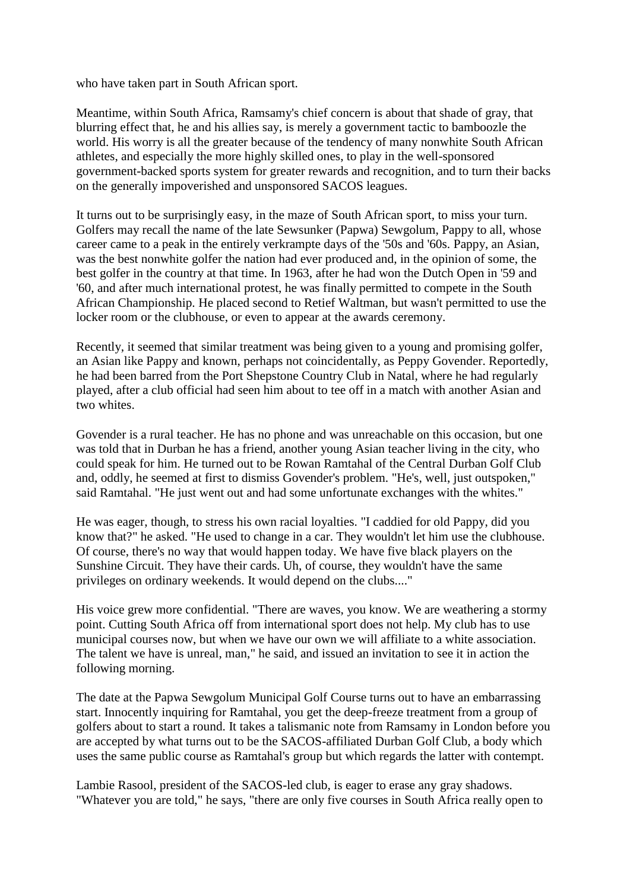who have taken part in South African sport.

Meantime, within South Africa, Ramsamy's chief concern is about that shade of gray, that blurring effect that, he and his allies say, is merely a government tactic to bamboozle the world. His worry is all the greater because of the tendency of many nonwhite South African athletes, and especially the more highly skilled ones, to play in the well-sponsored government-backed sports system for greater rewards and recognition, and to turn their backs on the generally impoverished and unsponsored SACOS leagues.

It turns out to be surprisingly easy, in the maze of South African sport, to miss your turn. Golfers may recall the name of the late Sewsunker (Papwa) Sewgolum, Pappy to all, whose career came to a peak in the entirely verkrampte days of the '50s and '60s. Pappy, an Asian, was the best nonwhite golfer the nation had ever produced and, in the opinion of some, the best golfer in the country at that time. In 1963, after he had won the Dutch Open in '59 and '60, and after much international protest, he was finally permitted to compete in the South African Championship. He placed second to Retief Waltman, but wasn't permitted to use the locker room or the clubhouse, or even to appear at the awards ceremony.

Recently, it seemed that similar treatment was being given to a young and promising golfer, an Asian like Pappy and known, perhaps not coincidentally, as Peppy Govender. Reportedly, he had been barred from the Port Shepstone Country Club in Natal, where he had regularly played, after a club official had seen him about to tee off in a match with another Asian and two whites.

Govender is a rural teacher. He has no phone and was unreachable on this occasion, but one was told that in Durban he has a friend, another young Asian teacher living in the city, who could speak for him. He turned out to be Rowan Ramtahal of the Central Durban Golf Club and, oddly, he seemed at first to dismiss Govender's problem. "He's, well, just outspoken," said Ramtahal. "He just went out and had some unfortunate exchanges with the whites."

He was eager, though, to stress his own racial loyalties. "I caddied for old Pappy, did you know that?" he asked. "He used to change in a car. They wouldn't let him use the clubhouse. Of course, there's no way that would happen today. We have five black players on the Sunshine Circuit. They have their cards. Uh, of course, they wouldn't have the same privileges on ordinary weekends. It would depend on the clubs...."

His voice grew more confidential. "There are waves, you know. We are weathering a stormy point. Cutting South Africa off from international sport does not help. My club has to use municipal courses now, but when we have our own we will affiliate to a white association. The talent we have is unreal, man," he said, and issued an invitation to see it in action the following morning.

The date at the Papwa Sewgolum Municipal Golf Course turns out to have an embarrassing start. Innocently inquiring for Ramtahal, you get the deep-freeze treatment from a group of golfers about to start a round. It takes a talismanic note from Ramsamy in London before you are accepted by what turns out to be the SACOS-affiliated Durban Golf Club, a body which uses the same public course as Ramtahal's group but which regards the latter with contempt.

Lambie Rasool, president of the SACOS-led club, is eager to erase any gray shadows. "Whatever you are told," he says, "there are only five courses in South Africa really open to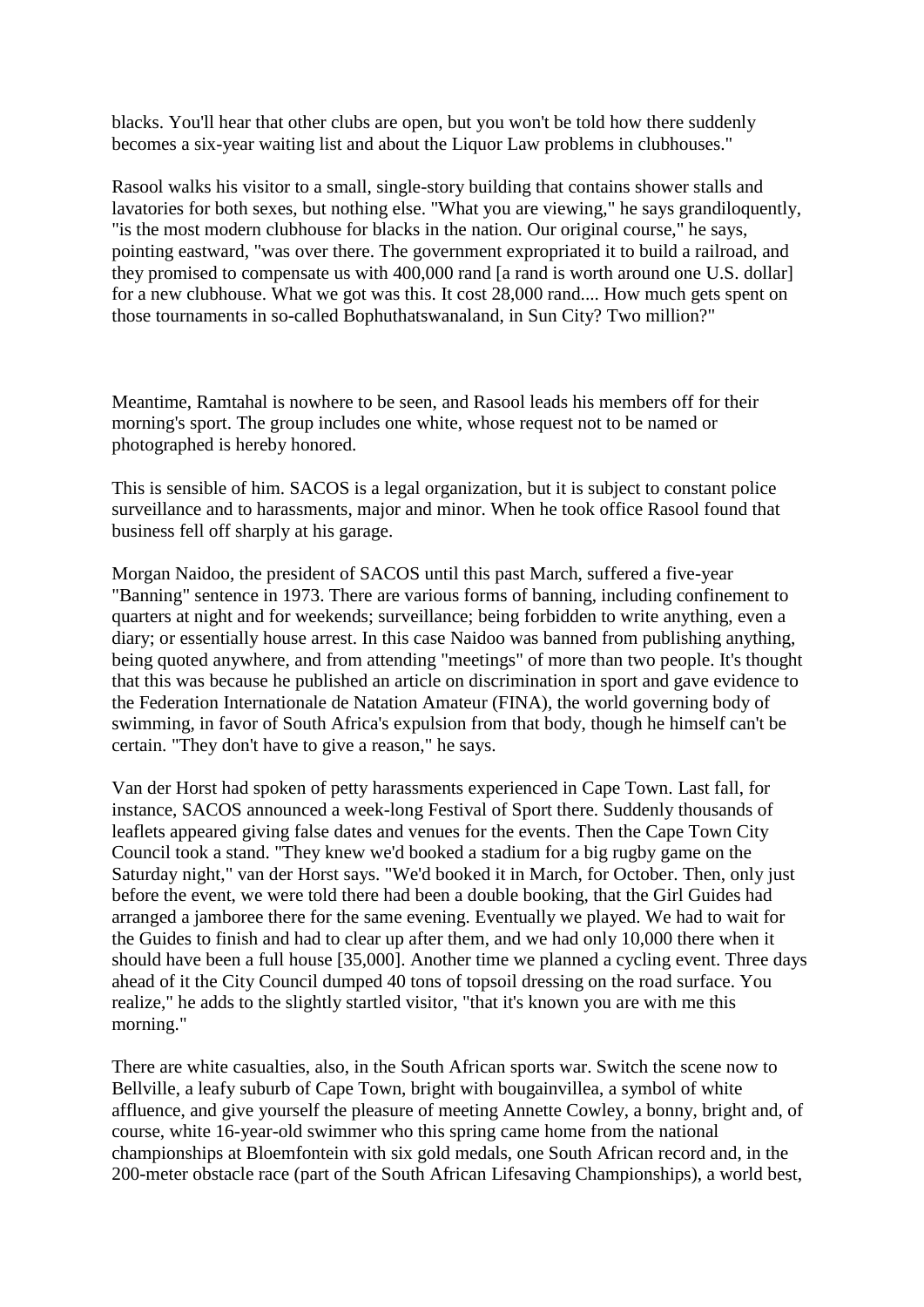blacks. You'll hear that other clubs are open, but you won't be told how there suddenly becomes a six-year waiting list and about the Liquor Law problems in clubhouses."

Rasool walks his visitor to a small, single-story building that contains shower stalls and lavatories for both sexes, but nothing else. "What you are viewing," he says grandiloquently, "is the most modern clubhouse for blacks in the nation. Our original course," he says, pointing eastward, "was over there. The government expropriated it to build a railroad, and they promised to compensate us with 400,000 rand [a rand is worth around one U.S. dollar] for a new clubhouse. What we got was this. It cost 28,000 rand.... How much gets spent on those tournaments in so-called Bophuthatswanaland, in Sun City? Two million?"

Meantime, Ramtahal is nowhere to be seen, and Rasool leads his members off for their morning's sport. The group includes one white, whose request not to be named or photographed is hereby honored.

This is sensible of him. SACOS is a legal organization, but it is subject to constant police surveillance and to harassments, major and minor. When he took office Rasool found that business fell off sharply at his garage.

Morgan Naidoo, the president of SACOS until this past March, suffered a five-year "Banning" sentence in 1973. There are various forms of banning, including confinement to quarters at night and for weekends; surveillance; being forbidden to write anything, even a diary; or essentially house arrest. In this case Naidoo was banned from publishing anything, being quoted anywhere, and from attending "meetings" of more than two people. It's thought that this was because he published an article on discrimination in sport and gave evidence to the Federation Internationale de Natation Amateur (FINA), the world governing body of swimming, in favor of South Africa's expulsion from that body, though he himself can't be certain. "They don't have to give a reason," he says.

Van der Horst had spoken of petty harassments experienced in Cape Town. Last fall, for instance, SACOS announced a week-long Festival of Sport there. Suddenly thousands of leaflets appeared giving false dates and venues for the events. Then the Cape Town City Council took a stand. "They knew we'd booked a stadium for a big rugby game on the Saturday night," van der Horst says. "We'd booked it in March, for October. Then, only just before the event, we were told there had been a double booking, that the Girl Guides had arranged a jamboree there for the same evening. Eventually we played. We had to wait for the Guides to finish and had to clear up after them, and we had only 10,000 there when it should have been a full house [35,000]. Another time we planned a cycling event. Three days ahead of it the City Council dumped 40 tons of topsoil dressing on the road surface. You realize," he adds to the slightly startled visitor, "that it's known you are with me this morning."

There are white casualties, also, in the South African sports war. Switch the scene now to Bellville, a leafy suburb of Cape Town, bright with bougainvillea, a symbol of white affluence, and give yourself the pleasure of meeting Annette Cowley, a bonny, bright and, of course, white 16-year-old swimmer who this spring came home from the national championships at Bloemfontein with six gold medals, one South African record and, in the 200-meter obstacle race (part of the South African Lifesaving Championships), a world best,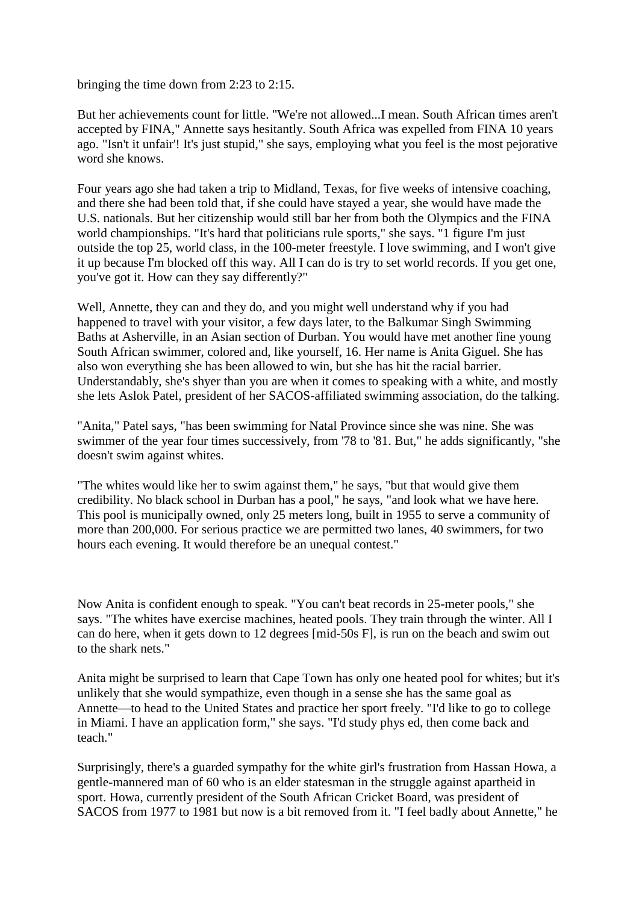bringing the time down from 2:23 to 2:15.

But her achievements count for little. "We're not allowed...I mean. South African times aren't accepted by FINA," Annette says hesitantly. South Africa was expelled from FINA 10 years ago. "Isn't it unfair'! It's just stupid," she says, employing what you feel is the most pejorative word she knows.

Four years ago she had taken a trip to Midland, Texas, for five weeks of intensive coaching, and there she had been told that, if she could have stayed a year, she would have made the U.S. nationals. But her citizenship would still bar her from both the Olympics and the FINA world championships. "It's hard that politicians rule sports," she says. "1 figure I'm just outside the top 25, world class, in the 100-meter freestyle. I love swimming, and I won't give it up because I'm blocked off this way. All I can do is try to set world records. If you get one, you've got it. How can they say differently?"

Well, Annette, they can and they do, and you might well understand why if you had happened to travel with your visitor, a few days later, to the Balkumar Singh Swimming Baths at Asherville, in an Asian section of Durban. You would have met another fine young South African swimmer, colored and, like yourself, 16. Her name is Anita Giguel. She has also won everything she has been allowed to win, but she has hit the racial barrier. Understandably, she's shyer than you are when it comes to speaking with a white, and mostly she lets Aslok Patel, president of her SACOS-affiliated swimming association, do the talking.

"Anita," Patel says, "has been swimming for Natal Province since she was nine. She was swimmer of the year four times successively, from '78 to '81. But," he adds significantly, "she doesn't swim against whites.

"The whites would like her to swim against them," he says, "but that would give them credibility. No black school in Durban has a pool," he says, "and look what we have here. This pool is municipally owned, only 25 meters long, built in 1955 to serve a community of more than 200,000. For serious practice we are permitted two lanes, 40 swimmers, for two hours each evening. It would therefore be an unequal contest."

Now Anita is confident enough to speak. "You can't beat records in 25-meter pools," she says. "The whites have exercise machines, heated pools. They train through the winter. All I can do here, when it gets down to 12 degrees [mid-50s F], is run on the beach and swim out to the shark nets."

Anita might be surprised to learn that Cape Town has only one heated pool for whites; but it's unlikely that she would sympathize, even though in a sense she has the same goal as Annette—to head to the United States and practice her sport freely. "I'd like to go to college in Miami. I have an application form," she says. "I'd study phys ed, then come back and teach."

Surprisingly, there's a guarded sympathy for the white girl's frustration from Hassan Howa, a gentle-mannered man of 60 who is an elder statesman in the struggle against apartheid in sport. Howa, currently president of the South African Cricket Board, was president of SACOS from 1977 to 1981 but now is a bit removed from it. "I feel badly about Annette," he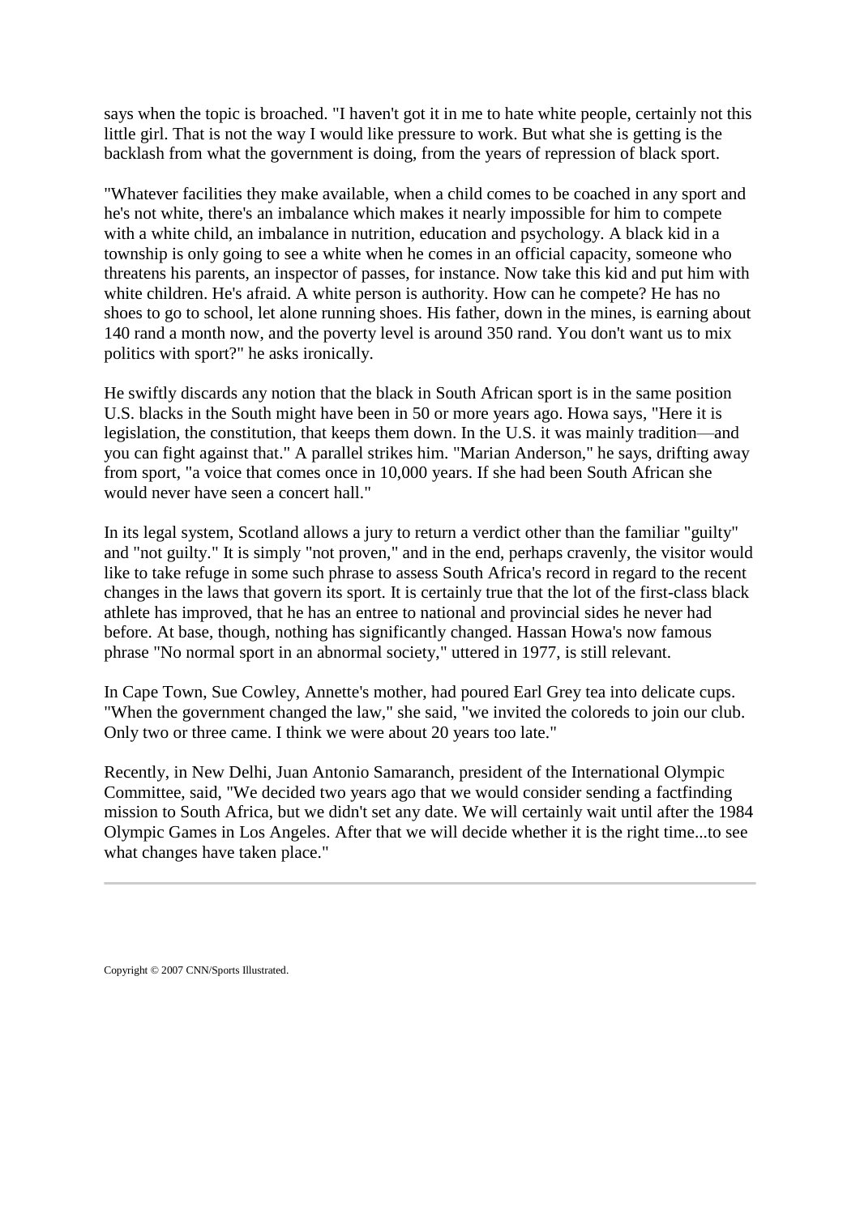says when the topic is broached. "I haven't got it in me to hate white people, certainly not this little girl. That is not the way I would like pressure to work. But what she is getting is the backlash from what the government is doing, from the years of repression of black sport.

"Whatever facilities they make available, when a child comes to be coached in any sport and he's not white, there's an imbalance which makes it nearly impossible for him to compete with a white child, an imbalance in nutrition, education and psychology. A black kid in a township is only going to see a white when he comes in an official capacity, someone who threatens his parents, an inspector of passes, for instance. Now take this kid and put him with white children. He's afraid. A white person is authority. How can he compete? He has no shoes to go to school, let alone running shoes. His father, down in the mines, is earning about 140 rand a month now, and the poverty level is around 350 rand. You don't want us to mix politics with sport?" he asks ironically.

He swiftly discards any notion that the black in South African sport is in the same position U.S. blacks in the South might have been in 50 or more years ago. Howa says, "Here it is legislation, the constitution, that keeps them down. In the U.S. it was mainly tradition—and you can fight against that." A parallel strikes him. "Marian Anderson," he says, drifting away from sport, "a voice that comes once in 10,000 years. If she had been South African she would never have seen a concert hall."

In its legal system, Scotland allows a jury to return a verdict other than the familiar "guilty" and "not guilty." It is simply "not proven," and in the end, perhaps cravenly, the visitor would like to take refuge in some such phrase to assess South Africa's record in regard to the recent changes in the laws that govern its sport. It is certainly true that the lot of the first-class black athlete has improved, that he has an entree to national and provincial sides he never had before. At base, though, nothing has significantly changed. Hassan Howa's now famous phrase "No normal sport in an abnormal society," uttered in 1977, is still relevant.

In Cape Town, Sue Cowley, Annette's mother, had poured Earl Grey tea into delicate cups. "When the government changed the law," she said, "we invited the coloreds to join our club. Only two or three came. I think we were about 20 years too late."

Recently, in New Delhi, Juan Antonio Samaranch, president of the International Olympic Committee, said, "We decided two years ago that we would consider sending a factfinding mission to South Africa, but we didn't set any date. We will certainly wait until after the 1984 Olympic Games in Los Angeles. After that we will decide whether it is the right time...to see what changes have taken place."

---

Copyright © 2007 CNN/Sports Illustrated.